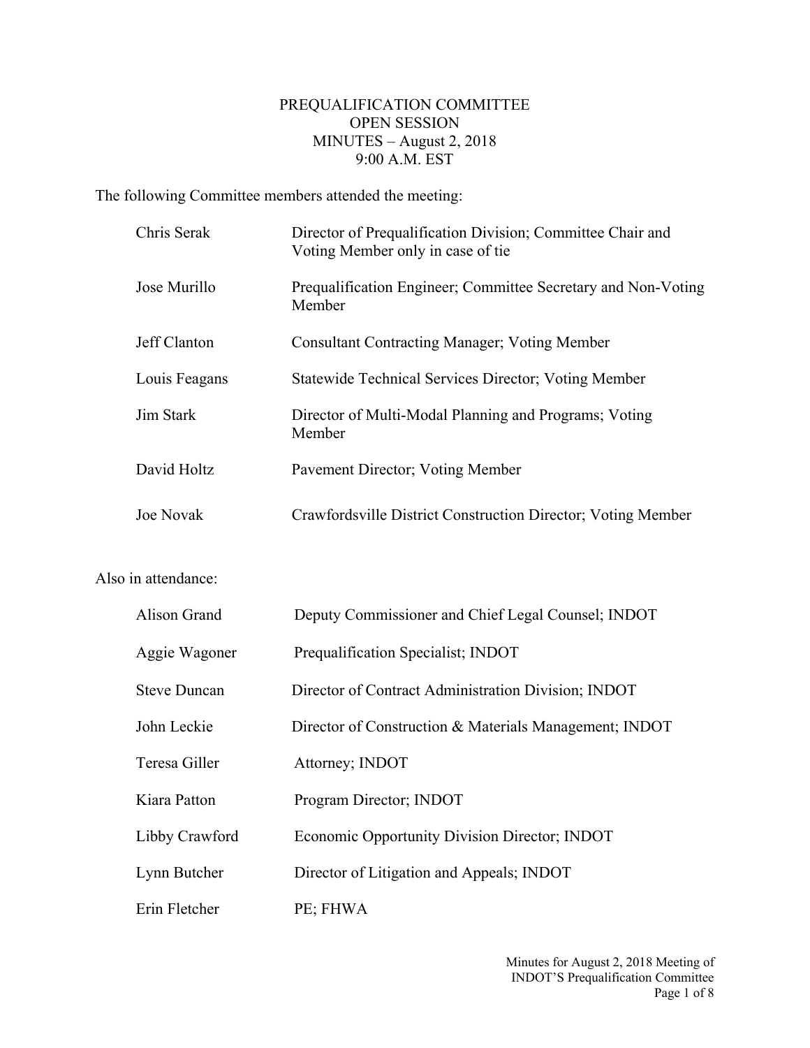# PREQUALIFICATION COMMITTEE
## OPEN SESSION
## MINUTES – August 2, 2018
## 9:00 A.M. EST

The following Committee members attended the meeting:

| | |
|---|---|
| Chris Serak | Director of Prequalification Division; Committee Chair and Voting Member only in case of tie |
| Jose Murillo | Prequalification Engineer; Committee Secretary and Non-Voting Member |
| Jeff Clanton | Consultant Contracting Manager; Voting Member |
| Louis Feagans | Statewide Technical Services Director; Voting Member |
| Jim Stark | Director of Multi-Modal Planning and Programs; Voting Member |
| David Holtz | Pavement Director; Voting Member |
| Joe Novak | Crawfordsville District Construction Director; Voting Member |

Also in attendance:

| | |
|---|---|
| Alison Grand | Deputy Commissioner and Chief Legal Counsel; INDOT |
| Aggie Wagoner | Prequalification Specialist; INDOT |
| Steve Duncan | Director of Contract Administration Division; INDOT |
| John Leckie | Director of Construction & Materials Management; INDOT |
| Teresa Giller | Attorney; INDOT |
| Kiara Patton | Program Director; INDOT |
| Libby Crawford | Economic Opportunity Division Director; INDOT |
| Lynn Butcher | Director of Litigation and Appeals; INDOT |
| Erin Fletcher | PE; FHWA |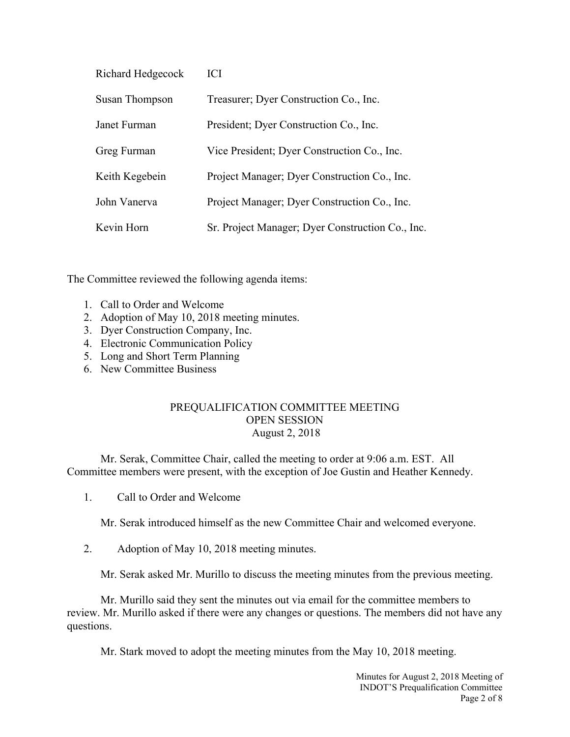| | |
|---|---|
| Richard Hedgecock | ICI |
| Susan Thompson | Treasurer; Dyer Construction Co., Inc. |
| Janet Furman | President; Dyer Construction Co., Inc. |
| Greg Furman | Vice President; Dyer Construction Co., Inc. |
| Keith Kegebein | Project Manager; Dyer Construction Co., Inc. |
| John Vanerva | Project Manager; Dyer Construction Co., Inc. |
| Kevin Horn | Sr. Project Manager; Dyer Construction Co., Inc. |

The Committee reviewed the following agenda items:

1. Call to Order and Welcome
2. Adoption of May 10, 2018 meeting minutes.
3. Dyer Construction Company, Inc.
4. Electronic Communication Policy
5. Long and Short Term Planning
6. New Committee Business

## PREQUALIFICATION COMMITTEE MEETING
## OPEN SESSION
## August 2, 2018

Mr. Serak, Committee Chair, called the meeting to order at 9:06 a.m. EST. All Committee members were present, with the exception of Joe Gustin and Heather Kennedy.

1. Call to Order and Welcome

Mr. Serak introduced himself as the new Committee Chair and welcomed everyone.

2. Adoption of May 10, 2018 meeting minutes.

Mr. Serak asked Mr. Murillo to discuss the meeting minutes from the previous meeting.

Mr. Murillo said they sent the minutes out via email for the committee members to review. Mr. Murillo asked if there were any changes or questions. The members did not have any questions.

Mr. Stark moved to adopt the meeting minutes from the May 10, 2018 meeting.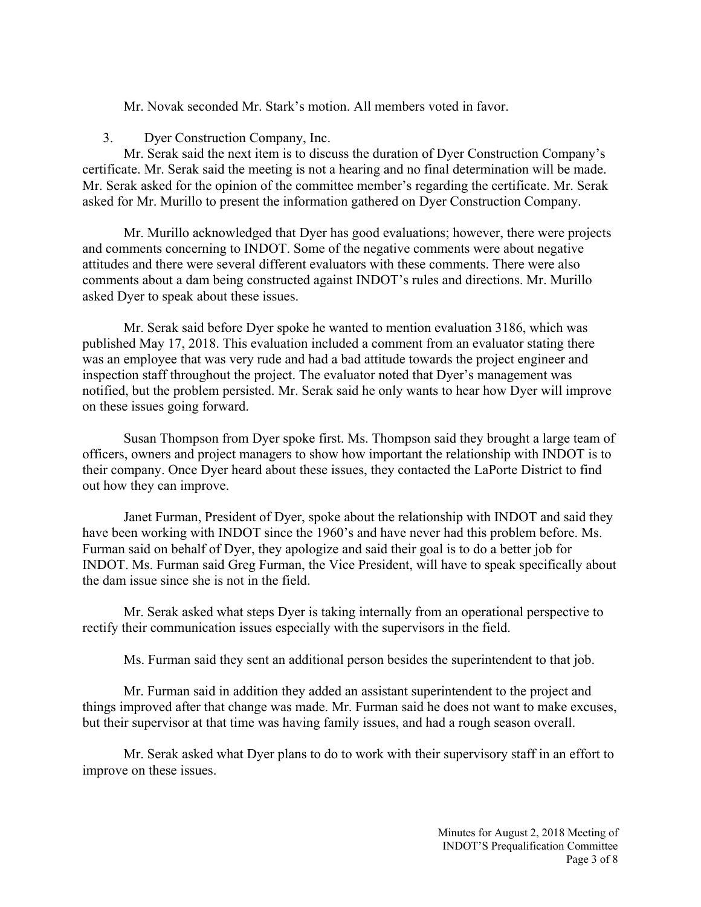Mr. Novak seconded Mr. Stark's motion. All members voted in favor.

3. Dyer Construction Company, Inc.

Mr. Serak said the next item is to discuss the duration of Dyer Construction Company's certificate. Mr. Serak said the meeting is not a hearing and no final determination will be made. Mr. Serak asked for the opinion of the committee member's regarding the certificate. Mr. Serak asked for Mr. Murillo to present the information gathered on Dyer Construction Company.

Mr. Murillo acknowledged that Dyer has good evaluations; however, there were projects and comments concerning to INDOT. Some of the negative comments were about negative attitudes and there were several different evaluators with these comments. There were also comments about a dam being constructed against INDOT's rules and directions. Mr. Murillo asked Dyer to speak about these issues.

Mr. Serak said before Dyer spoke he wanted to mention evaluation 3186, which was published May 17, 2018. This evaluation included a comment from an evaluator stating there was an employee that was very rude and had a bad attitude towards the project engineer and inspection staff throughout the project. The evaluator noted that Dyer's management was notified, but the problem persisted. Mr. Serak said he only wants to hear how Dyer will improve on these issues going forward.

Susan Thompson from Dyer spoke first. Ms. Thompson said they brought a large team of officers, owners and project managers to show how important the relationship with INDOT is to their company. Once Dyer heard about these issues, they contacted the LaPorte District to find out how they can improve.

Janet Furman, President of Dyer, spoke about the relationship with INDOT and said they have been working with INDOT since the 1960's and have never had this problem before. Ms. Furman said on behalf of Dyer, they apologize and said their goal is to do a better job for INDOT. Ms. Furman said Greg Furman, the Vice President, will have to speak specifically about the dam issue since she is not in the field.

Mr. Serak asked what steps Dyer is taking internally from an operational perspective to rectify their communication issues especially with the supervisors in the field.

Ms. Furman said they sent an additional person besides the superintendent to that job.

Mr. Furman said in addition they added an assistant superintendent to the project and things improved after that change was made. Mr. Furman said he does not want to make excuses, but their supervisor at that time was having family issues, and had a rough season overall.

Mr. Serak asked what Dyer plans to do to work with their supervisory staff in an effort to improve on these issues.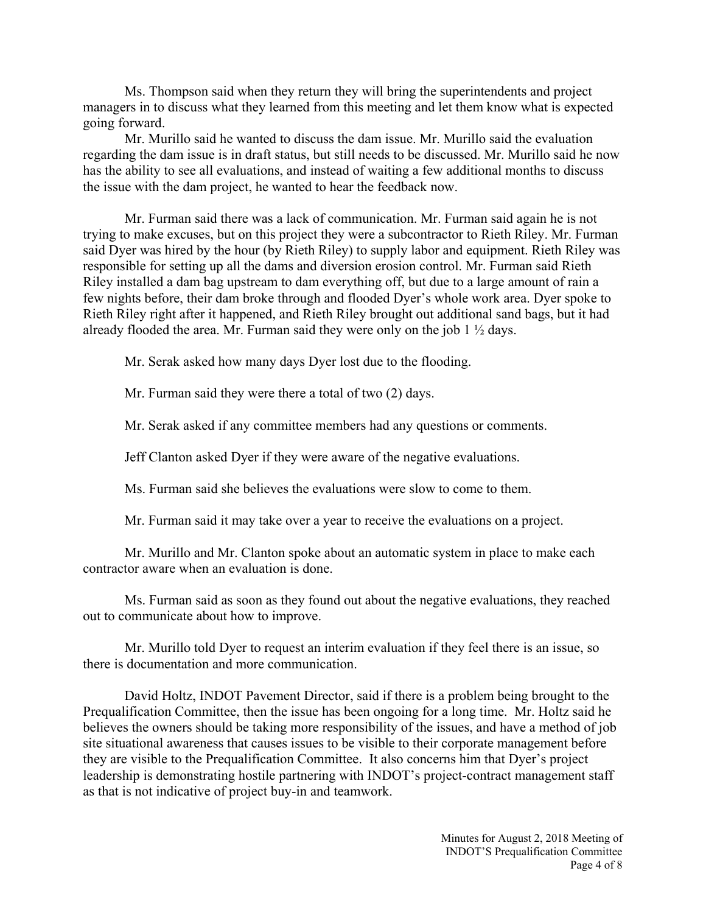Ms. Thompson said when they return they will bring the superintendents and project managers in to discuss what they learned from this meeting and let them know what is expected going forward.

Mr. Murillo said he wanted to discuss the dam issue. Mr. Murillo said the evaluation regarding the dam issue is in draft status, but still needs to be discussed. Mr. Murillo said he now has the ability to see all evaluations, and instead of waiting a few additional months to discuss the issue with the dam project, he wanted to hear the feedback now.

Mr. Furman said there was a lack of communication. Mr. Furman said again he is not trying to make excuses, but on this project they were a subcontractor to Rieth Riley. Mr. Furman said Dyer was hired by the hour (by Rieth Riley) to supply labor and equipment. Rieth Riley was responsible for setting up all the dams and diversion erosion control. Mr. Furman said Rieth Riley installed a dam bag upstream to dam everything off, but due to a large amount of rain a few nights before, their dam broke through and flooded Dyer's whole work area. Dyer spoke to Rieth Riley right after it happened, and Rieth Riley brought out additional sand bags, but it had already flooded the area. Mr. Furman said they were only on the job 1 ½ days.

Mr. Serak asked how many days Dyer lost due to the flooding.

Mr. Furman said they were there a total of two (2) days.

Mr. Serak asked if any committee members had any questions or comments.

Jeff Clanton asked Dyer if they were aware of the negative evaluations.

Ms. Furman said she believes the evaluations were slow to come to them.

Mr. Furman said it may take over a year to receive the evaluations on a project.

Mr. Murillo and Mr. Clanton spoke about an automatic system in place to make each contractor aware when an evaluation is done.

Ms. Furman said as soon as they found out about the negative evaluations, they reached out to communicate about how to improve.

Mr. Murillo told Dyer to request an interim evaluation if they feel there is an issue, so there is documentation and more communication.

David Holtz, INDOT Pavement Director, said if there is a problem being brought to the Prequalification Committee, then the issue has been ongoing for a long time. Mr. Holtz said he believes the owners should be taking more responsibility of the issues, and have a method of job site situational awareness that causes issues to be visible to their corporate management before they are visible to the Prequalification Committee. It also concerns him that Dyer's project leadership is demonstrating hostile partnering with INDOT's project-contract management staff as that is not indicative of project buy-in and teamwork.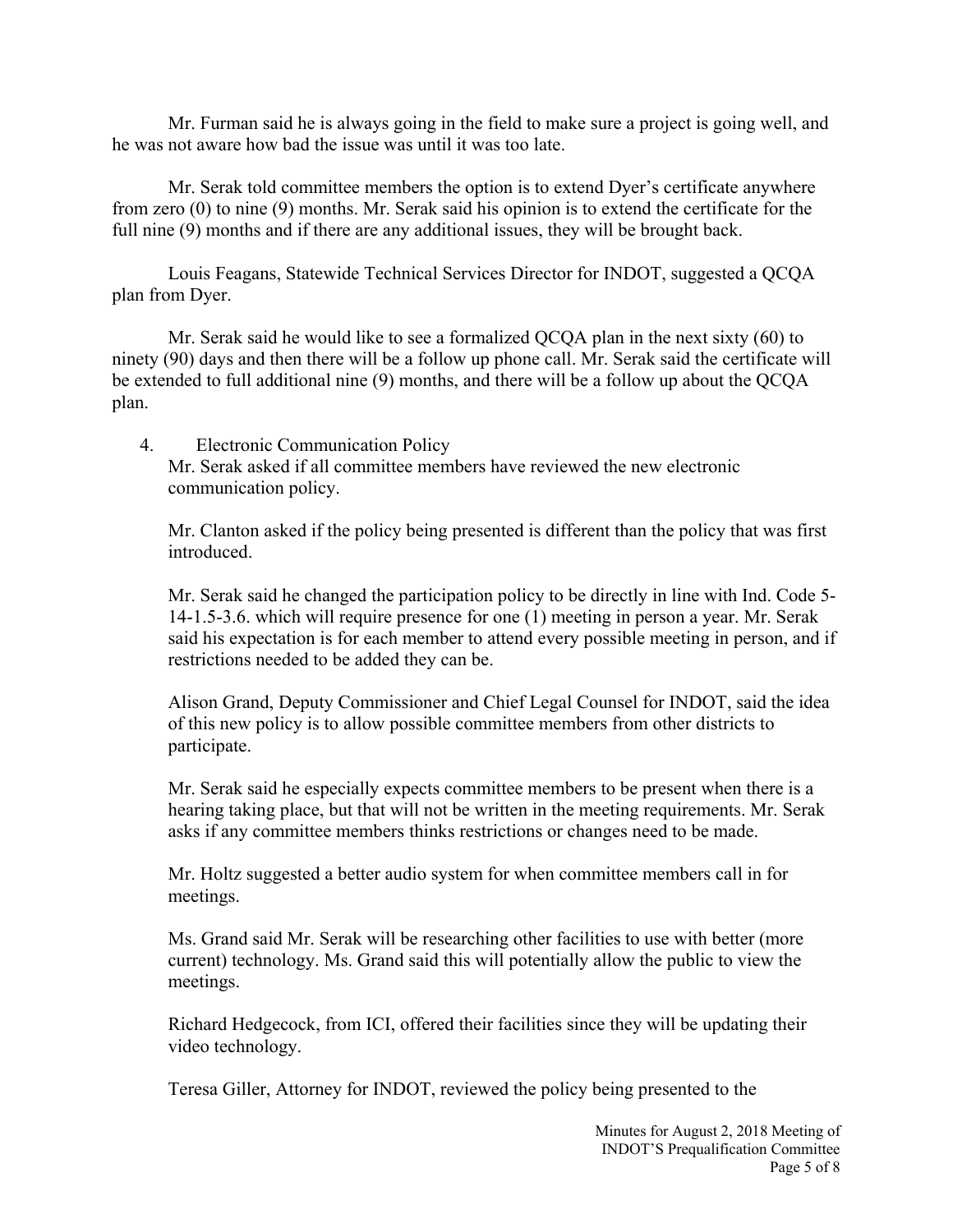Mr. Furman said he is always going in the field to make sure a project is going well, and he was not aware how bad the issue was until it was too late.

Mr. Serak told committee members the option is to extend Dyer's certificate anywhere from zero (0) to nine (9) months. Mr. Serak said his opinion is to extend the certificate for the full nine (9) months and if there are any additional issues, they will be brought back.

Louis Feagans, Statewide Technical Services Director for INDOT, suggested a QCQA plan from Dyer.

Mr. Serak said he would like to see a formalized QCQA plan in the next sixty (60) to ninety (90) days and then there will be a follow up phone call. Mr. Serak said the certificate will be extended to full additional nine (9) months, and there will be a follow up about the QCQA plan.

4. Electronic Communication Policy

   Mr. Serak asked if all committee members have reviewed the new electronic communication policy.

   Mr. Clanton asked if the policy being presented is different than the policy that was first introduced.

   Mr. Serak said he changed the participation policy to be directly in line with Ind. Code 5-14-1.5-3.6. which will require presence for one (1) meeting in person a year. Mr. Serak said his expectation is for each member to attend every possible meeting in person, and if restrictions needed to be added they can be.

   Alison Grand, Deputy Commissioner and Chief Legal Counsel for INDOT, said the idea of this new policy is to allow possible committee members from other districts to participate.

   Mr. Serak said he especially expects committee members to be present when there is a hearing taking place, but that will not be written in the meeting requirements. Mr. Serak asks if any committee members thinks restrictions or changes need to be made.

   Mr. Holtz suggested a better audio system for when committee members call in for meetings.

   Ms. Grand said Mr. Serak will be researching other facilities to use with better (more current) technology. Ms. Grand said this will potentially allow the public to view the meetings.

   Richard Hedgecock, from ICI, offered their facilities since they will be updating their video technology.

   Teresa Giller, Attorney for INDOT, reviewed the policy being presented to the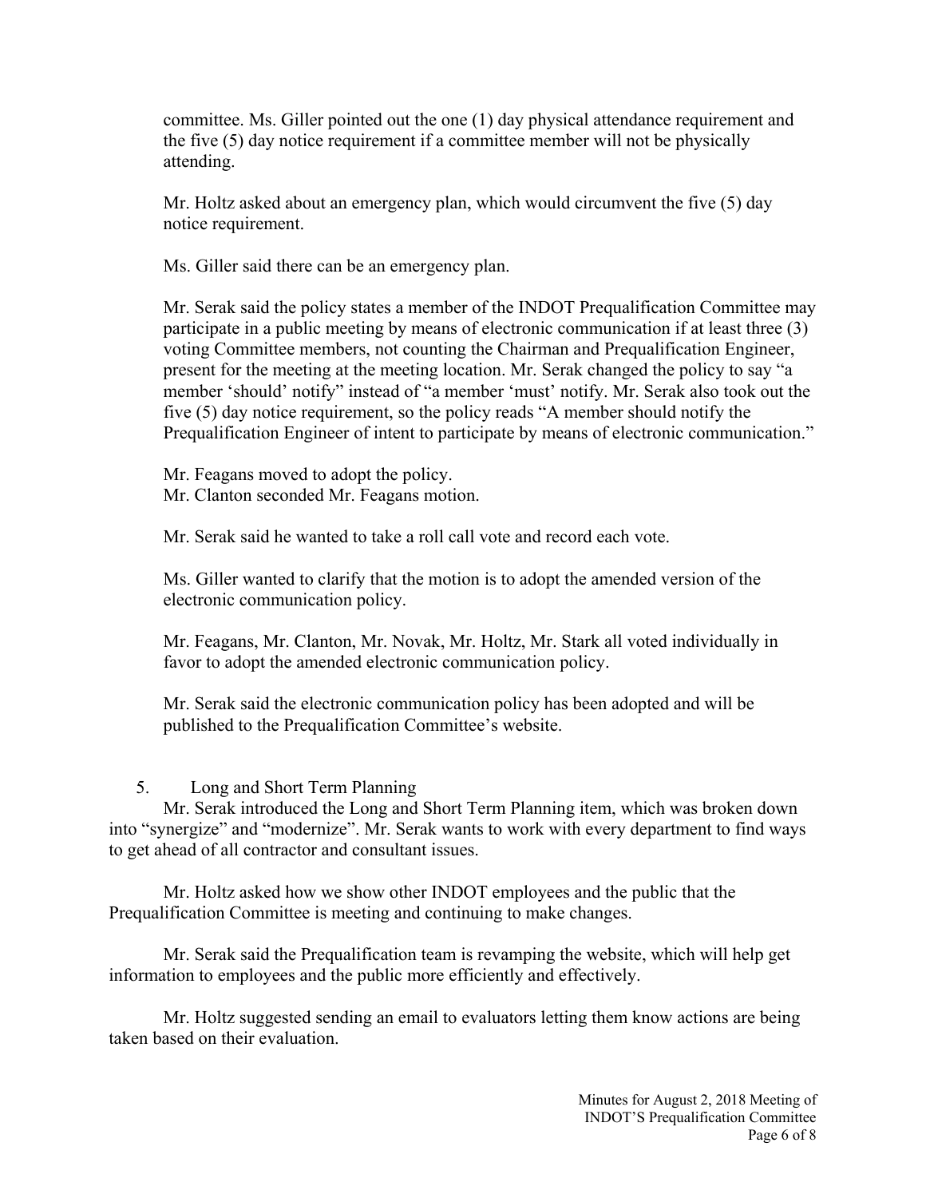committee. Ms. Giller pointed out the one (1) day physical attendance requirement and the five (5) day notice requirement if a committee member will not be physically attending.

Mr. Holtz asked about an emergency plan, which would circumvent the five (5) day notice requirement.

Ms. Giller said there can be an emergency plan.

Mr. Serak said the policy states a member of the INDOT Prequalification Committee may participate in a public meeting by means of electronic communication if at least three (3) voting Committee members, not counting the Chairman and Prequalification Engineer, present for the meeting at the meeting location. Mr. Serak changed the policy to say "a member 'should' notify" instead of "a member 'must' notify. Mr. Serak also took out the five (5) day notice requirement, so the policy reads "A member should notify the Prequalification Engineer of intent to participate by means of electronic communication."

Mr. Feagans moved to adopt the policy.
Mr. Clanton seconded Mr. Feagans motion.

Mr. Serak said he wanted to take a roll call vote and record each vote.

Ms. Giller wanted to clarify that the motion is to adopt the amended version of the electronic communication policy.

Mr. Feagans, Mr. Clanton, Mr. Novak, Mr. Holtz, Mr. Stark all voted individually in favor to adopt the amended electronic communication policy.

Mr. Serak said the electronic communication policy has been adopted and will be published to the Prequalification Committee's website.

5. Long and Short Term Planning

Mr. Serak introduced the Long and Short Term Planning item, which was broken down into "synergize" and "modernize". Mr. Serak wants to work with every department to find ways to get ahead of all contractor and consultant issues.

Mr. Holtz asked how we show other INDOT employees and the public that the Prequalification Committee is meeting and continuing to make changes.

Mr. Serak said the Prequalification team is revamping the website, which will help get information to employees and the public more efficiently and effectively.

Mr. Holtz suggested sending an email to evaluators letting them know actions are being taken based on their evaluation.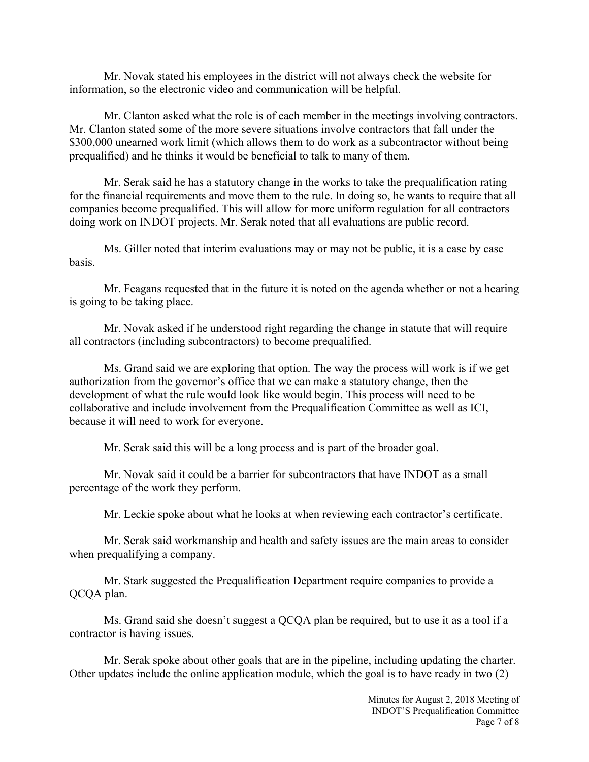Mr. Novak stated his employees in the district will not always check the website for information, so the electronic video and communication will be helpful.

Mr. Clanton asked what the role is of each member in the meetings involving contractors. Mr. Clanton stated some of the more severe situations involve contractors that fall under the $300,000 unearned work limit (which allows them to do work as a subcontractor without being prequalified) and he thinks it would be beneficial to talk to many of them.

Mr. Serak said he has a statutory change in the works to take the prequalification rating for the financial requirements and move them to the rule. In doing so, he wants to require that all companies become prequalified. This will allow for more uniform regulation for all contractors doing work on INDOT projects. Mr. Serak noted that all evaluations are public record.

Ms. Giller noted that interim evaluations may or may not be public, it is a case by case basis.

Mr. Feagans requested that in the future it is noted on the agenda whether or not a hearing is going to be taking place.

Mr. Novak asked if he understood right regarding the change in statute that will require all contractors (including subcontractors) to become prequalified.

Ms. Grand said we are exploring that option. The way the process will work is if we get authorization from the governor's office that we can make a statutory change, then the development of what the rule would look like would begin. This process will need to be collaborative and include involvement from the Prequalification Committee as well as ICI, because it will need to work for everyone.

Mr. Serak said this will be a long process and is part of the broader goal.

Mr. Novak said it could be a barrier for subcontractors that have INDOT as a small percentage of the work they perform.

Mr. Leckie spoke about what he looks at when reviewing each contractor's certificate.

Mr. Serak said workmanship and health and safety issues are the main areas to consider when prequalifying a company.

Mr. Stark suggested the Prequalification Department require companies to provide a QCQA plan.

Ms. Grand said she doesn't suggest a QCQA plan be required, but to use it as a tool if a contractor is having issues.

Mr. Serak spoke about other goals that are in the pipeline, including updating the charter. Other updates include the online application module, which the goal is to have ready in two (2)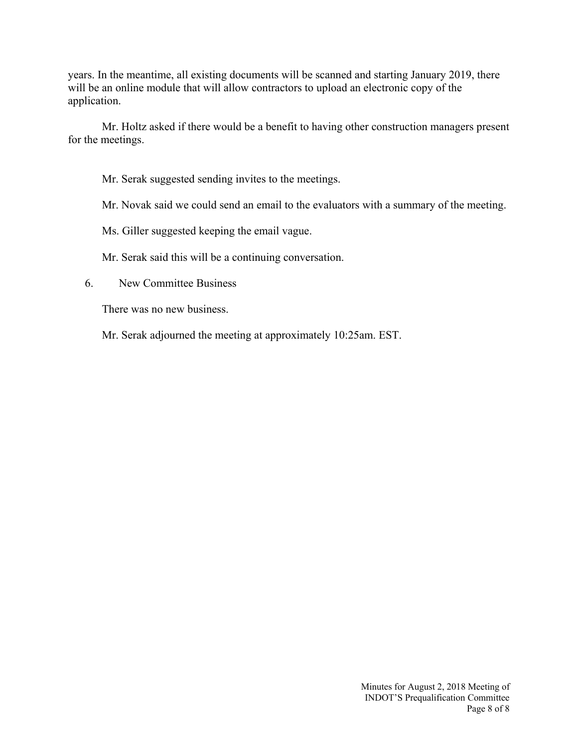years. In the meantime, all existing documents will be scanned and starting January 2019, there will be an online module that will allow contractors to upload an electronic copy of the application.

Mr. Holtz asked if there would be a benefit to having other construction managers present for the meetings.

Mr. Serak suggested sending invites to the meetings.

Mr. Novak said we could send an email to the evaluators with a summary of the meeting.

Ms. Giller suggested keeping the email vague.

Mr. Serak said this will be a continuing conversation.

6. New Committee Business

There was no new business.

Mr. Serak adjourned the meeting at approximately 10:25am. EST.